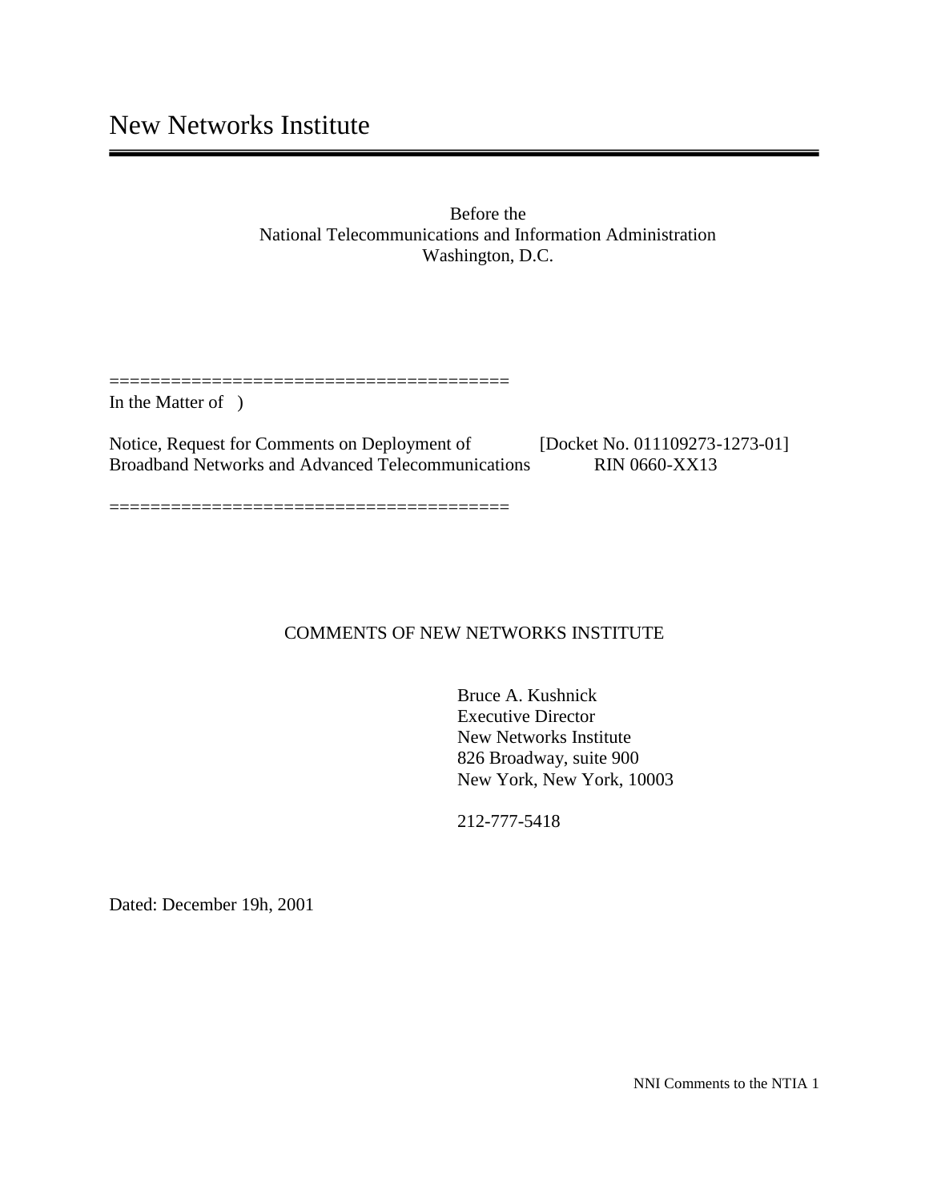# New Networks Institute

Before the
National Telecommunications and Information Administration
Washington, D.C.

========================================

In the Matter of )

Notice, Request for Comments on Deployment of Broadband Networks and Advanced Telecommunications

[Docket No. 011109273-1273-01]
RIN 0660-XX13

========================================

## COMMENTS OF NEW NETWORKS INSTITUTE

Bruce A. Kushnick
Executive Director
New Networks Institute
826 Broadway, suite 900
New York, New York, 10003

212-777-5418

Dated: December 19h, 2001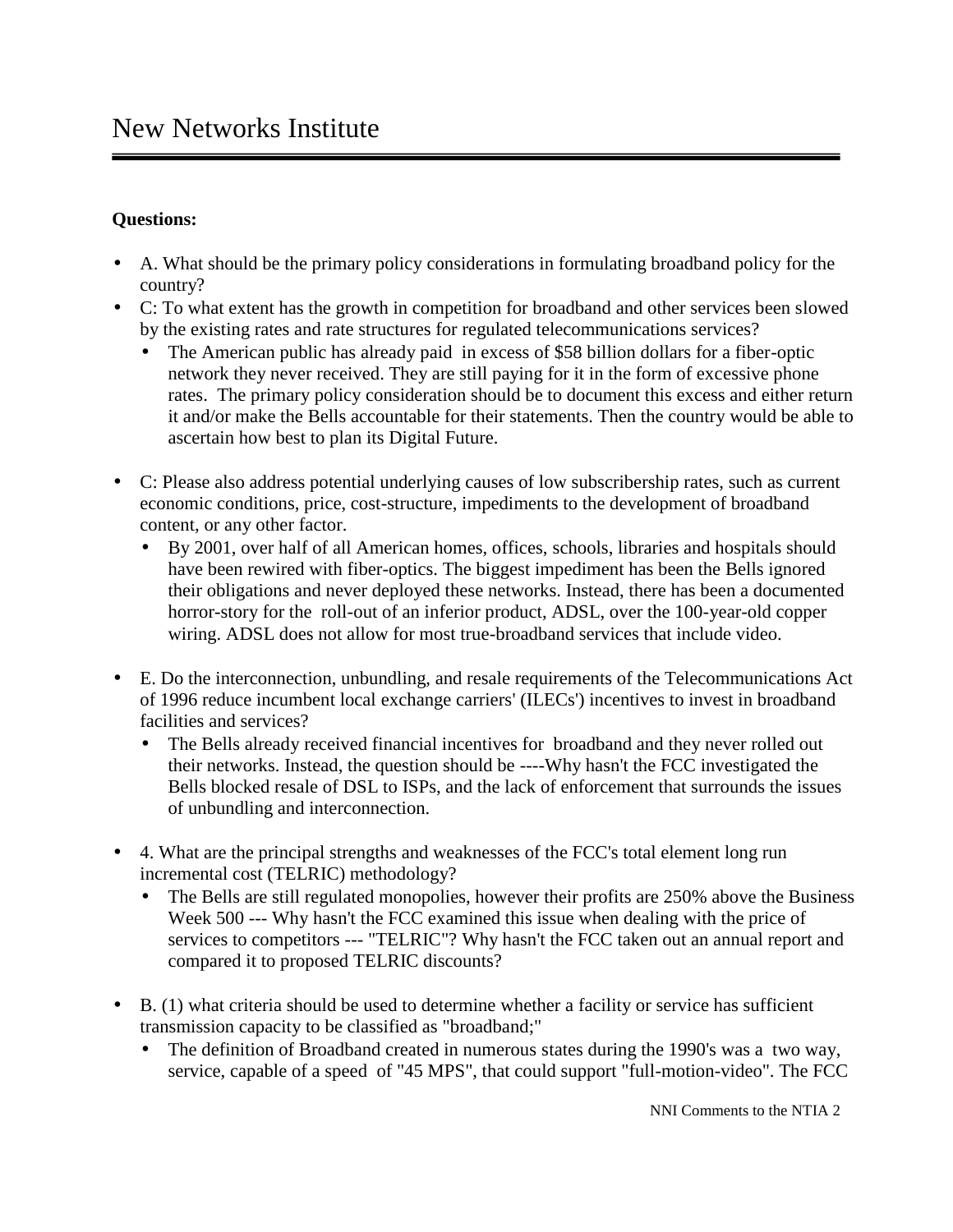**Questions:**

- A. What should be the primary policy considerations in formulating broadband policy for the country?
- C: To what extent has the growth in competition for broadband and other services been slowed by the existing rates and rate structures for regulated telecommunications services?
  - The American public has already paid in excess of $58 billion dollars for a fiber-optic network they never received. They are still paying for it in the form of excessive phone rates. The primary policy consideration should be to document this excess and either return it and/or make the Bells accountable for their statements. Then the country would be able to ascertain how best to plan its Digital Future.

- C: Please also address potential underlying causes of low subscribership rates, such as current economic conditions, price, cost-structure, impediments to the development of broadband content, or any other factor.
  - By 2001, over half of all American homes, offices, schools, libraries and hospitals should have been rewired with fiber-optics. The biggest impediment has been the Bells ignored their obligations and never deployed these networks. Instead, there has been a documented horror-story for the roll-out of an inferior product, ADSL, over the 100-year-old copper wiring. ADSL does not allow for most true-broadband services that include video.

- E. Do the interconnection, unbundling, and resale requirements of the Telecommunications Act of 1996 reduce incumbent local exchange carriers' (ILECs') incentives to invest in broadband facilities and services?
  - The Bells already received financial incentives for broadband and they never rolled out their networks. Instead, the question should be ----Why hasn't the FCC investigated the Bells blocked resale of DSL to ISPs, and the lack of enforcement that surrounds the issues of unbundling and interconnection.

- 4. What are the principal strengths and weaknesses of the FCC's total element long run incremental cost (TELRIC) methodology?
  - The Bells are still regulated monopolies, however their profits are 250% above the Business Week 500 --- Why hasn't the FCC examined this issue when dealing with the price of services to competitors --- "TELRIC"? Why hasn't the FCC taken out an annual report and compared it to proposed TELRIC discounts?

- B. (1) what criteria should be used to determine whether a facility or service has sufficient transmission capacity to be classified as "broadband;"
  - The definition of Broadband created in numerous states during the 1990's was a two way, service, capable of a speed of "45 MPS", that could support "full-motion-video". The FCC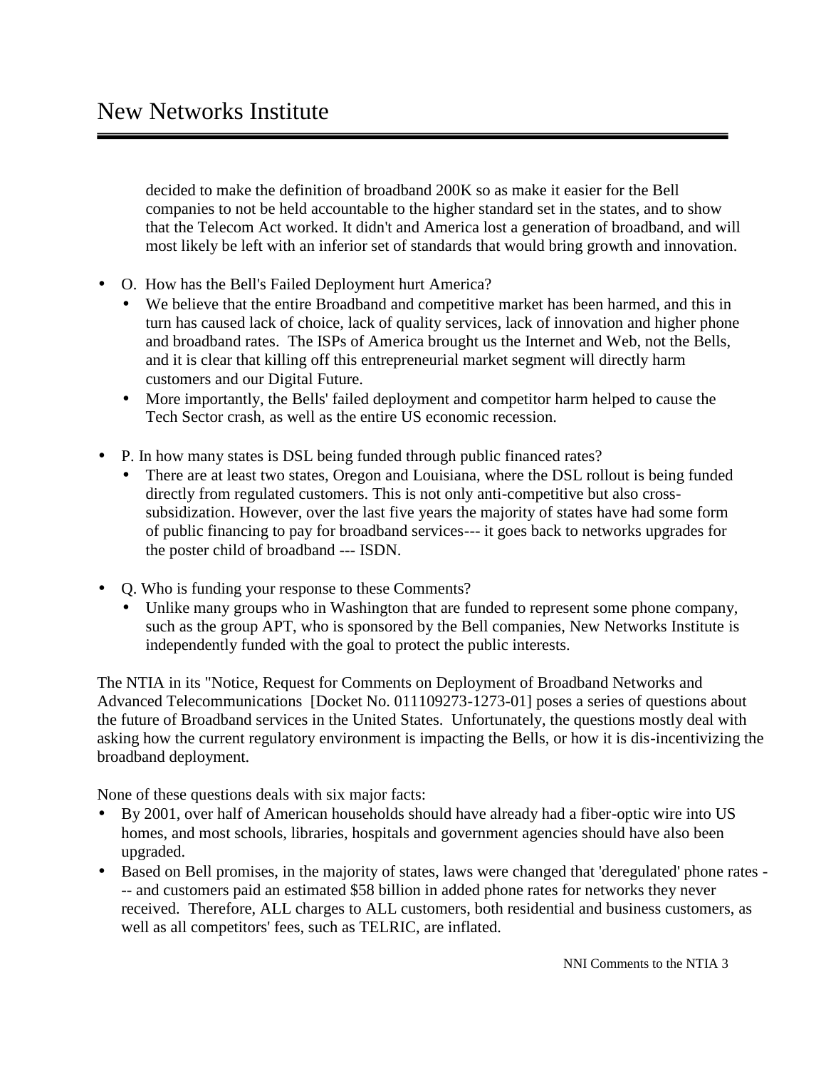decided to make the definition of broadband 200K so as make it easier for the Bell companies to not be held accountable to the higher standard set in the states, and to show that the Telecom Act worked. It didn't and America lost a generation of broadband, and will most likely be left with an inferior set of standards that would bring growth and innovation.

- O. How has the Bell's Failed Deployment hurt America?
  - We believe that the entire Broadband and competitive market has been harmed, and this in turn has caused lack of choice, lack of quality services, lack of innovation and higher phone and broadband rates. The ISPs of America brought us the Internet and Web, not the Bells, and it is clear that killing off this entrepreneurial market segment will directly harm customers and our Digital Future.
  - More importantly, the Bells' failed deployment and competitor harm helped to cause the Tech Sector crash, as well as the entire US economic recession.

- P. In how many states is DSL being funded through public financed rates?
  - There are at least two states, Oregon and Louisiana, where the DSL rollout is being funded directly from regulated customers. This is not only anti-competitive but also cross-subsidization. However, over the last five years the majority of states have had some form of public financing to pay for broadband services--- it goes back to networks upgrades for the poster child of broadband --- ISDN.

- Q. Who is funding your response to these Comments?
  - Unlike many groups who in Washington that are funded to represent some phone company, such as the group APT, who is sponsored by the Bell companies, New Networks Institute is independently funded with the goal to protect the public interests.

The NTIA in its "Notice, Request for Comments on Deployment of Broadband Networks and Advanced Telecommunications [Docket No. 011109273-1273-01] poses a series of questions about the future of Broadband services in the United States. Unfortunately, the questions mostly deal with asking how the current regulatory environment is impacting the Bells, or how it is dis-incentivizing the broadband deployment.

None of these questions deals with six major facts:

- By 2001, over half of American households should have already had a fiber-optic wire into US homes, and most schools, libraries, hospitals and government agencies should have also been upgraded.
- Based on Bell promises, in the majority of states, laws were changed that 'deregulated' phone rates --- and customers paid an estimated $58 billion in added phone rates for networks they never received. Therefore, ALL charges to ALL customers, both residential and business customers, as well as all competitors' fees, such as TELRIC, are inflated.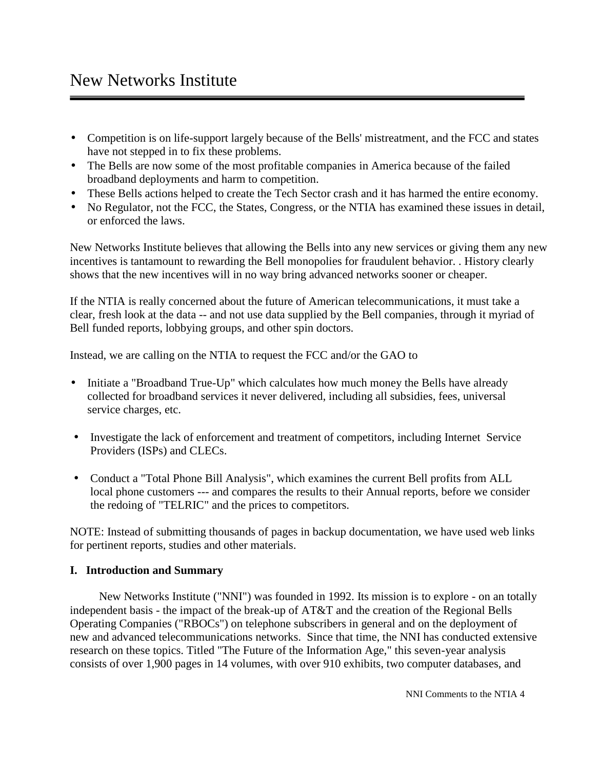- Competition is on life-support largely because of the Bells' mistreatment, and the FCC and states have not stepped in to fix these problems.
- The Bells are now some of the most profitable companies in America because of the failed broadband deployments and harm to competition.
- These Bells actions helped to create the Tech Sector crash and it has harmed the entire economy.
- No Regulator, not the FCC, the States, Congress, or the NTIA has examined these issues in detail, or enforced the laws.

New Networks Institute believes that allowing the Bells into any new services or giving them any new incentives is tantamount to rewarding the Bell monopolies for fraudulent behavior. . History clearly shows that the new incentives will in no way bring advanced networks sooner or cheaper.

If the NTIA is really concerned about the future of American telecommunications, it must take a clear, fresh look at the data -- and not use data supplied by the Bell companies, through it myriad of Bell funded reports, lobbying groups, and other spin doctors.

Instead, we are calling on the NTIA to request the FCC and/or the GAO to

- Initiate a "Broadband True-Up" which calculates how much money the Bells have already collected for broadband services it never delivered, including all subsidies, fees, universal service charges, etc.

- Investigate the lack of enforcement and treatment of competitors, including Internet Service Providers (ISPs) and CLECs.

- Conduct a "Total Phone Bill Analysis", which examines the current Bell profits from ALL local phone customers --- and compares the results to their Annual reports, before we consider the redoing of "TELRIC" and the prices to competitors.

NOTE: Instead of submitting thousands of pages in backup documentation, we have used web links for pertinent reports, studies and other materials.

## I. Introduction and Summary

New Networks Institute ("NNI") was founded in 1992. Its mission is to explore - on an totally independent basis - the impact of the break-up of AT&T and the creation of the Regional Bells Operating Companies ("RBOCs") on telephone subscribers in general and on the deployment of new and advanced telecommunications networks. Since that time, the NNI has conducted extensive research on these topics. Titled "The Future of the Information Age," this seven-year analysis consists of over 1,900 pages in 14 volumes, with over 910 exhibits, two computer databases, and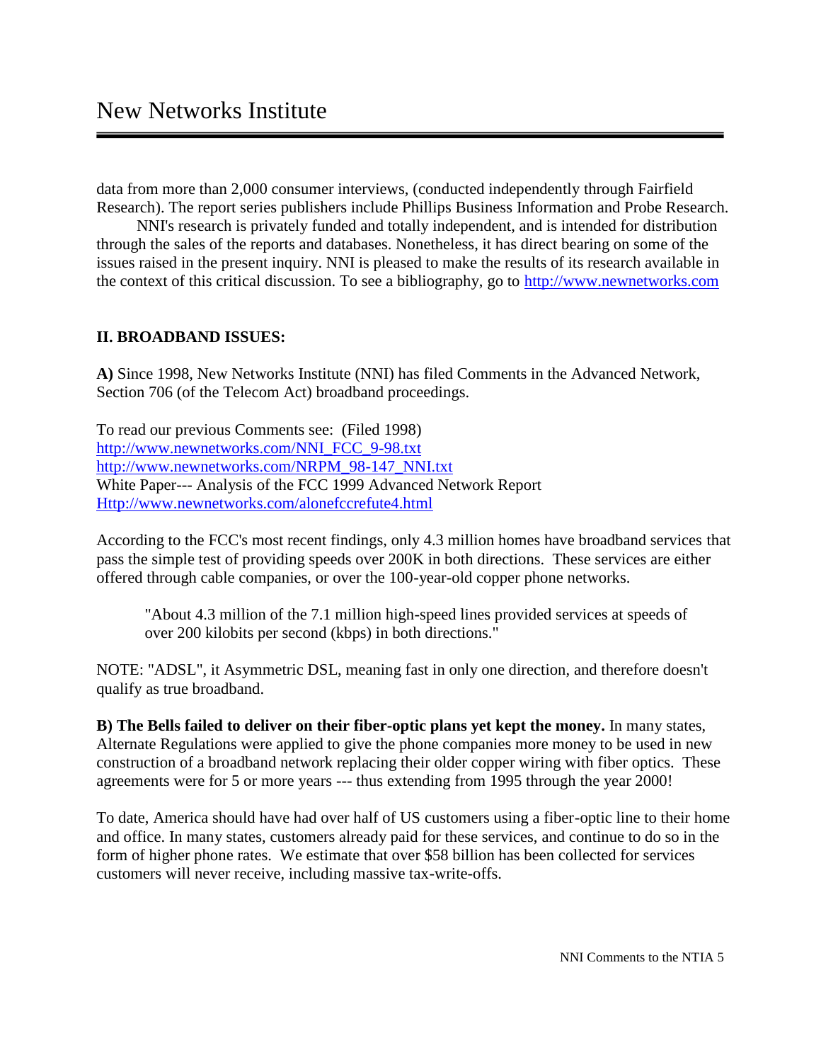data from more than 2,000 consumer interviews, (conducted independently through Fairfield Research). The report series publishers include Phillips Business Information and Probe Research.

NNI's research is privately funded and totally independent, and is intended for distribution through the sales of the reports and databases. Nonetheless, it has direct bearing on some of the issues raised in the present inquiry. NNI is pleased to make the results of its research available in the context of this critical discussion. To see a bibliography, go to http://www.newnetworks.com

## II. BROADBAND ISSUES:

**A)** Since 1998, New Networks Institute (NNI) has filed Comments in the Advanced Network, Section 706 (of the Telecom Act) broadband proceedings.

To read our previous Comments see: (Filed 1998)
http://www.newnetworks.com/NNI_FCC_9-98.txt
http://www.newnetworks.com/NRPM_98-147_NNI.txt
White Paper--- Analysis of the FCC 1999 Advanced Network Report
Http://www.newnetworks.com/alonefccrefute4.html

According to the FCC's most recent findings, only 4.3 million homes have broadband services that pass the simple test of providing speeds over 200K in both directions. These services are either offered through cable companies, or over the 100-year-old copper phone networks.

> "About 4.3 million of the 7.1 million high-speed lines provided services at speeds of over 200 kilobits per second (kbps) in both directions."

NOTE: "ADSL", it Asymmetric DSL, meaning fast in only one direction, and therefore doesn't qualify as true broadband.

**B) The Bells failed to deliver on their fiber-optic plans yet kept the money.** In many states, Alternate Regulations were applied to give the phone companies more money to be used in new construction of a broadband network replacing their older copper wiring with fiber optics. These agreements were for 5 or more years --- thus extending from 1995 through the year 2000!

To date, America should have had over half of US customers using a fiber-optic line to their home and office. In many states, customers already paid for these services, and continue to do so in the form of higher phone rates. We estimate that over $58 billion has been collected for services customers will never receive, including massive tax-write-offs.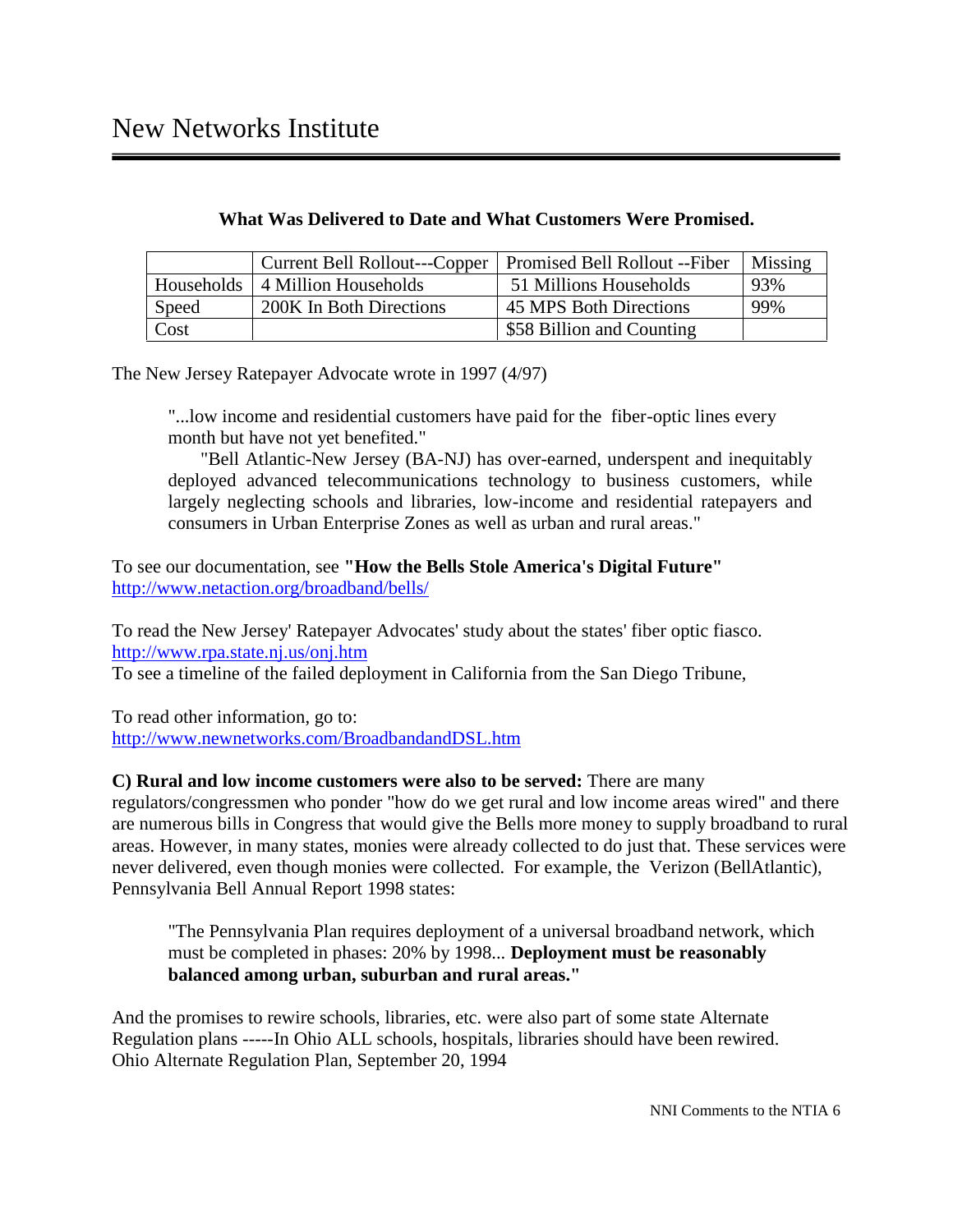**What Was Delivered to Date and What Customers Were Promised.**

| | Current Bell Rollout---Copper | Promised Bell Rollout --Fiber | Missing |
|---|---|---|---|
| Households | 4 Million Households | 51 Millions Households | 93% |
| Speed | 200K In Both Directions | 45 MPS Both Directions | 99% |
| Cost | | $58 Billion and Counting | |

The New Jersey Ratepayer Advocate wrote in 1997 (4/97)

> "...low income and residential customers have paid for the fiber-optic lines every month but have not yet benefited."
>
> "Bell Atlantic-New Jersey (BA-NJ) has over-earned, underspent and inequitably deployed advanced telecommunications technology to business customers, while largely neglecting schools and libraries, low-income and residential ratepayers and consumers in Urban Enterprise Zones as well as urban and rural areas."

To see our documentation, see **"How the Bells Stole America's Digital Future"**
http://www.netaction.org/broadband/bells/

To read the New Jersey' Ratepayer Advocates' study about the states' fiber optic fiasco.
http://www.rpa.state.nj.us/onj.htm
To see a timeline of the failed deployment in California from the San Diego Tribune,

To read other information, go to:
http://www.newnetworks.com/BroadbandandDSL.htm

**C) Rural and low income customers were also to be served:** There are many regulators/congressmen who ponder "how do we get rural and low income areas wired" and there are numerous bills in Congress that would give the Bells more money to supply broadband to rural areas. However, in many states, monies were already collected to do just that. These services were never delivered, even though monies were collected. For example, the Verizon (BellAtlantic), Pennsylvania Bell Annual Report 1998 states:

> "The Pennsylvania Plan requires deployment of a universal broadband network, which must be completed in phases: 20% by 1998... **Deployment must be reasonably balanced among urban, suburban and rural areas."**

And the promises to rewire schools, libraries, etc. were also part of some state Alternate Regulation plans -----In Ohio ALL schools, hospitals, libraries should have been rewired. Ohio Alternate Regulation Plan, September 20, 1994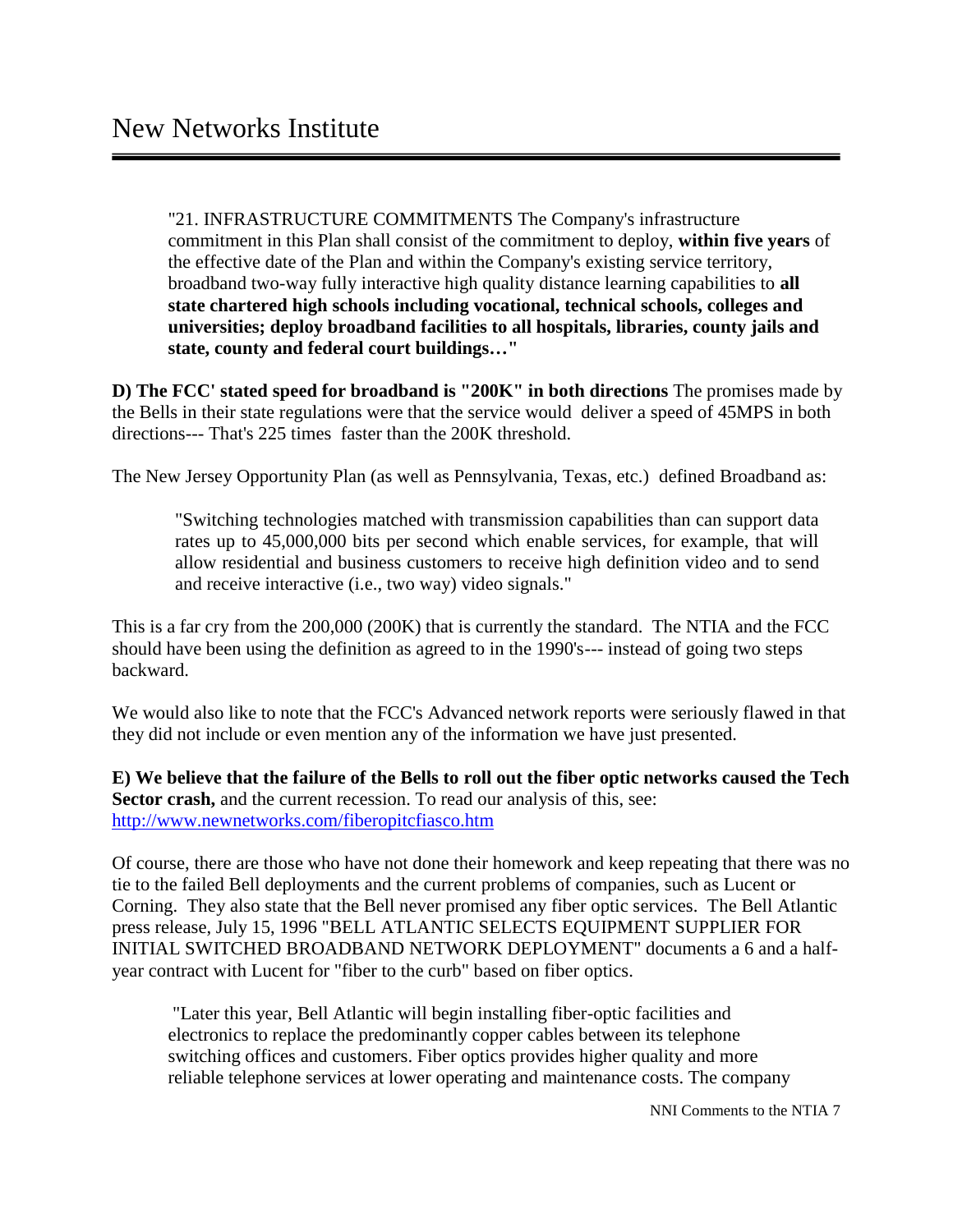> "21. INFRASTRUCTURE COMMITMENTS The Company's infrastructure commitment in this Plan shall consist of the commitment to deploy, **within five years** of the effective date of the Plan and within the Company's existing service territory, broadband two-way fully interactive high quality distance learning capabilities to **all state chartered high schools including vocational, technical schools, colleges and universities; deploy broadband facilities to all hospitals, libraries, county jails and state, county and federal court buildings…"**

**D) The FCC' stated speed for broadband is "200K" in both directions** The promises made by the Bells in their state regulations were that the service would deliver a speed of 45MPS in both directions--- That's 225 times faster than the 200K threshold.

The New Jersey Opportunity Plan (as well as Pennsylvania, Texas, etc.) defined Broadband as:

> "Switching technologies matched with transmission capabilities than can support data rates up to 45,000,000 bits per second which enable services, for example, that will allow residential and business customers to receive high definition video and to send and receive interactive (i.e., two way) video signals."

This is a far cry from the 200,000 (200K) that is currently the standard. The NTIA and the FCC should have been using the definition as agreed to in the 1990's--- instead of going two steps backward.

We would also like to note that the FCC's Advanced network reports were seriously flawed in that they did not include or even mention any of the information we have just presented.

**E) We believe that the failure of the Bells to roll out the fiber optic networks caused the Tech Sector crash,** and the current recession. To read our analysis of this, see: http://www.newnetworks.com/fiberopitcfiasco.htm

Of course, there are those who have not done their homework and keep repeating that there was no tie to the failed Bell deployments and the current problems of companies, such as Lucent or Corning. They also state that the Bell never promised any fiber optic services. The Bell Atlantic press release, July 15, 1996 "BELL ATLANTIC SELECTS EQUIPMENT SUPPLIER FOR INITIAL SWITCHED BROADBAND NETWORK DEPLOYMENT" documents a 6 and a half-year contract with Lucent for "fiber to the curb" based on fiber optics.

> "Later this year, Bell Atlantic will begin installing fiber-optic facilities and electronics to replace the predominantly copper cables between its telephone switching offices and customers. Fiber optics provides higher quality and more reliable telephone services at lower operating and maintenance costs. The company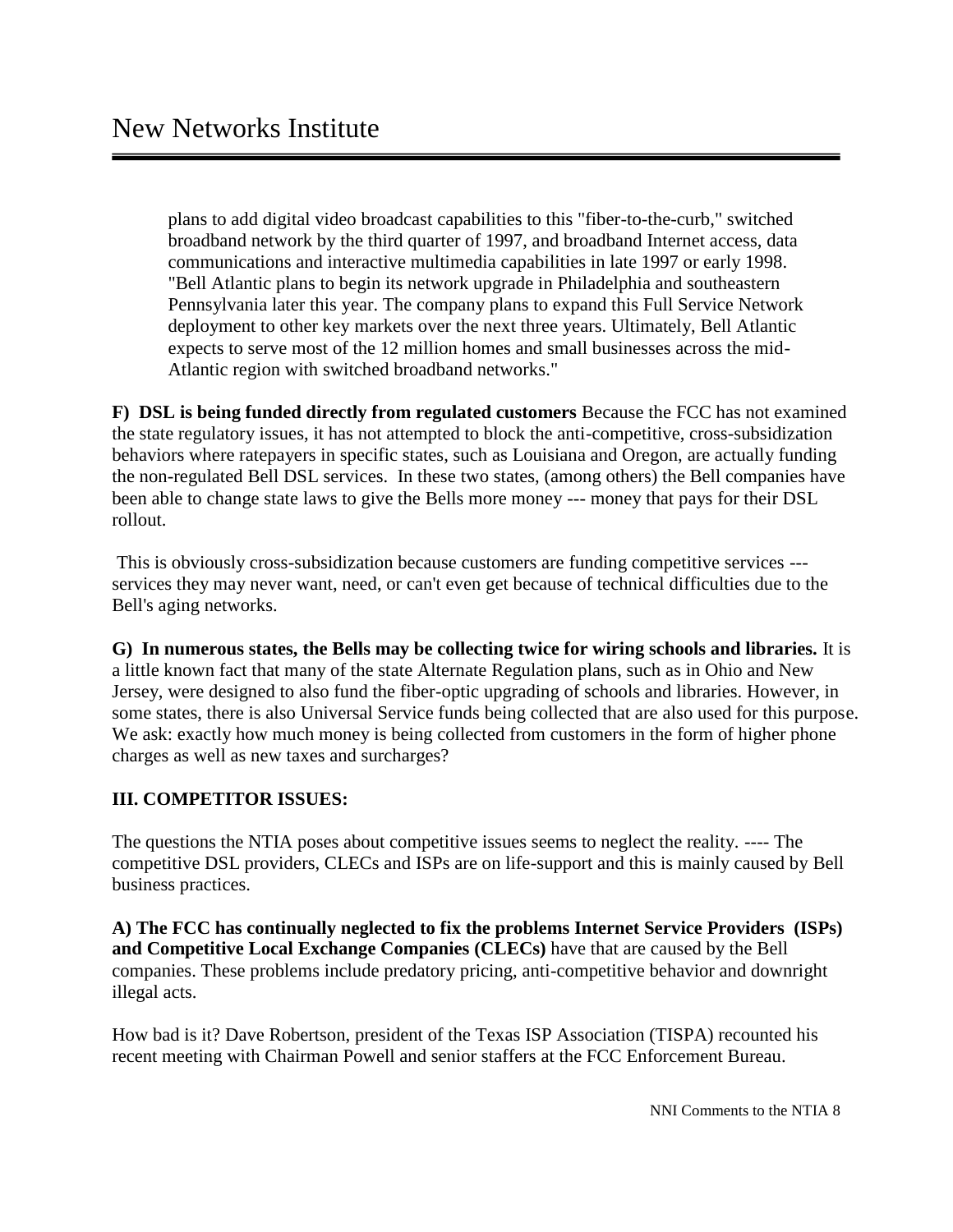> plans to add digital video broadcast capabilities to this "fiber-to-the-curb," switched broadband network by the third quarter of 1997, and broadband Internet access, data communications and interactive multimedia capabilities in late 1997 or early 1998. "Bell Atlantic plans to begin its network upgrade in Philadelphia and southeastern Pennsylvania later this year. The company plans to expand this Full Service Network deployment to other key markets over the next three years. Ultimately, Bell Atlantic expects to serve most of the 12 million homes and small businesses across the mid-Atlantic region with switched broadband networks."

**F) DSL is being funded directly from regulated customers** Because the FCC has not examined the state regulatory issues, it has not attempted to block the anti-competitive, cross-subsidization behaviors where ratepayers in specific states, such as Louisiana and Oregon, are actually funding the non-regulated Bell DSL services. In these two states, (among others) the Bell companies have been able to change state laws to give the Bells more money --- money that pays for their DSL rollout.

This is obviously cross-subsidization because customers are funding competitive services --- services they may never want, need, or can't even get because of technical difficulties due to the Bell's aging networks.

**G) In numerous states, the Bells may be collecting twice for wiring schools and libraries.** It is a little known fact that many of the state Alternate Regulation plans, such as in Ohio and New Jersey, were designed to also fund the fiber-optic upgrading of schools and libraries. However, in some states, there is also Universal Service funds being collected that are also used for this purpose. We ask: exactly how much money is being collected from customers in the form of higher phone charges as well as new taxes and surcharges?

## III. COMPETITOR ISSUES:

The questions the NTIA poses about competitive issues seems to neglect the reality. ---- The competitive DSL providers, CLECs and ISPs are on life-support and this is mainly caused by Bell business practices.

**A) The FCC has continually neglected to fix the problems Internet Service Providers (ISPs) and Competitive Local Exchange Companies (CLECs)** have that are caused by the Bell companies. These problems include predatory pricing, anti-competitive behavior and downright illegal acts.

How bad is it? Dave Robertson, president of the Texas ISP Association (TISPA) recounted his recent meeting with Chairman Powell and senior staffers at the FCC Enforcement Bureau.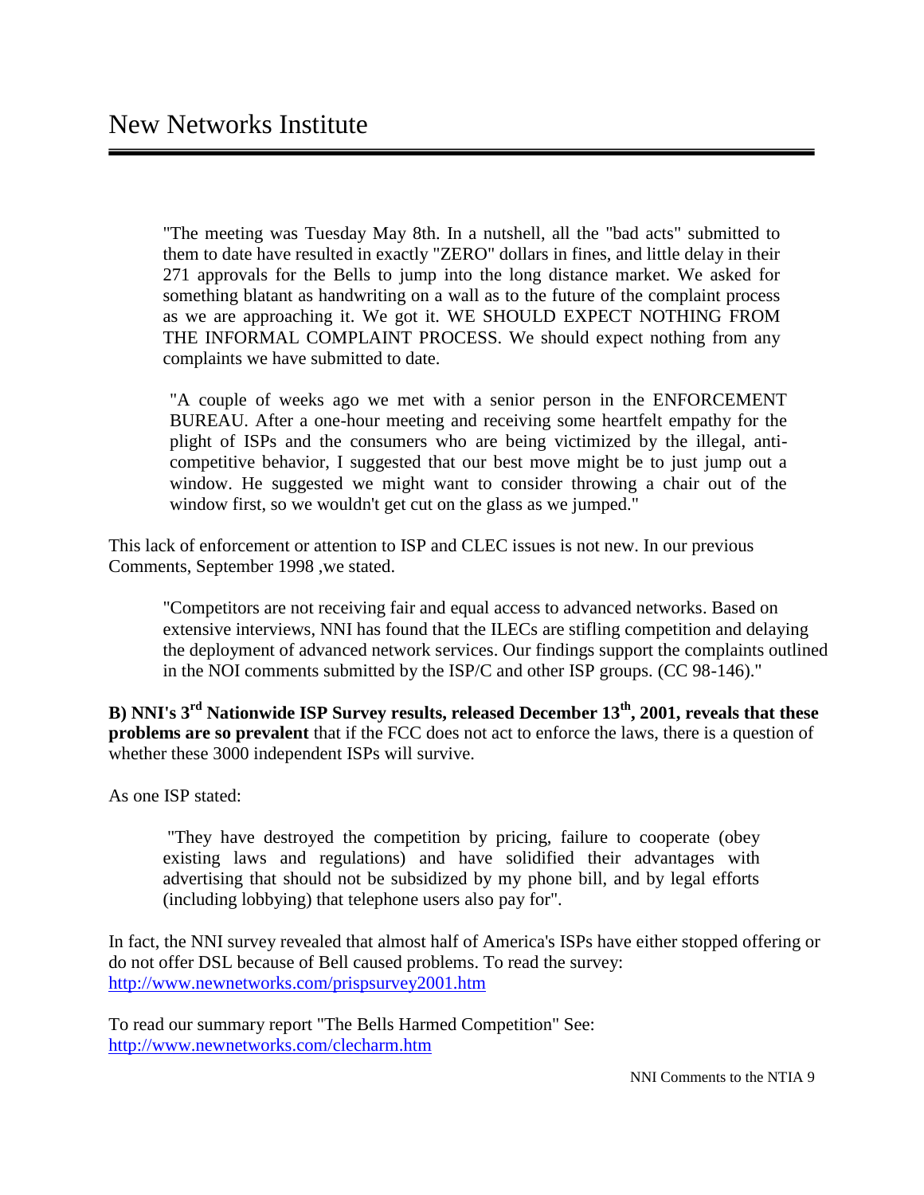"The meeting was Tuesday May 8th. In a nutshell, all the "bad acts" submitted to them to date have resulted in exactly "ZERO" dollars in fines, and little delay in their 271 approvals for the Bells to jump into the long distance market. We asked for something blatant as handwriting on a wall as to the future of the complaint process as we are approaching it. We got it. WE SHOULD EXPECT NOTHING FROM THE INFORMAL COMPLAINT PROCESS. We should expect nothing from any complaints we have submitted to date.

> "A couple of weeks ago we met with a senior person in the ENFORCEMENT BUREAU. After a one-hour meeting and receiving some heartfelt empathy for the plight of ISPs and the consumers who are being victimized by the illegal, anti-competitive behavior, I suggested that our best move might be to just jump out a window. He suggested we might want to consider throwing a chair out of the window first, so we wouldn't get cut on the glass as we jumped."

This lack of enforcement or attention to ISP and CLEC issues is not new. In our previous Comments, September 1998 ,we stated.

> "Competitors are not receiving fair and equal access to advanced networks. Based on extensive interviews, NNI has found that the ILECs are stifling competition and delaying the deployment of advanced network services. Our findings support the complaints outlined in the NOI comments submitted by the ISP/C and other ISP groups. (CC 98-146)."

**B) NNI's 3rd Nationwide ISP Survey results, released December 13th, 2001, reveals that these problems are so prevalent** that if the FCC does not act to enforce the laws, there is a question of whether these 3000 independent ISPs will survive.

As one ISP stated:

> "They have destroyed the competition by pricing, failure to cooperate (obey existing laws and regulations) and have solidified their advantages with advertising that should not be subsidized by my phone bill, and by legal efforts (including lobbying) that telephone users also pay for".

In fact, the NNI survey revealed that almost half of America's ISPs have either stopped offering or do not offer DSL because of Bell caused problems. To read the survey: http://www.newnetworks.com/prispsurvey2001.htm

To read our summary report "The Bells Harmed Competition" See: http://www.newnetworks.com/clecharm.htm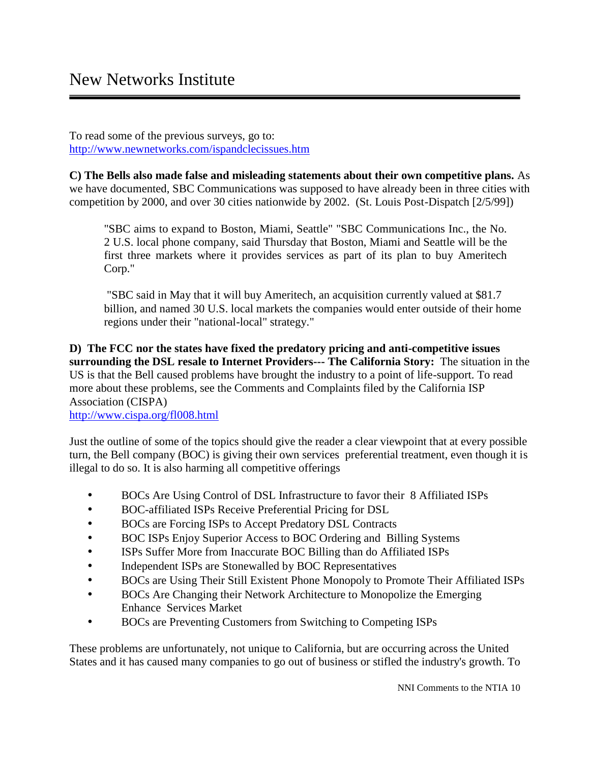To read some of the previous surveys, go to:
http://www.newnetworks.com/ispandclecissues.htm

**C) The Bells also made false and misleading statements about their own competitive plans.** As we have documented, SBC Communications was supposed to have already been in three cities with competition by 2000, and over 30 cities nationwide by 2002. (St. Louis Post-Dispatch [2/5/99])

> "SBC aims to expand to Boston, Miami, Seattle" "SBC Communications Inc., the No. 2 U.S. local phone company, said Thursday that Boston, Miami and Seattle will be the first three markets where it provides services as part of its plan to buy Ameritech Corp."
>
> "SBC said in May that it will buy Ameritech, an acquisition currently valued at $81.7 billion, and named 30 U.S. local markets the companies would enter outside of their home regions under their "national-local" strategy."

**D) The FCC nor the states have fixed the predatory pricing and anti-competitive issues surrounding the DSL resale to Internet Providers--- The California Story:** The situation in the US is that the Bell caused problems have brought the industry to a point of life-support. To read more about these problems, see the Comments and Complaints filed by the California ISP Association (CISPA)
http://www.cispa.org/fl008.html

Just the outline of some of the topics should give the reader a clear viewpoint that at every possible turn, the Bell company (BOC) is giving their own services preferential treatment, even though it is illegal to do so. It is also harming all competitive offerings

- BOCs Are Using Control of DSL Infrastructure to favor their 8 Affiliated ISPs
- BOC-affiliated ISPs Receive Preferential Pricing for DSL
- BOCs are Forcing ISPs to Accept Predatory DSL Contracts
- BOC ISPs Enjoy Superior Access to BOC Ordering and Billing Systems
- ISPs Suffer More from Inaccurate BOC Billing than do Affiliated ISPs
- Independent ISPs are Stonewalled by BOC Representatives
- BOCs are Using Their Still Existent Phone Monopoly to Promote Their Affiliated ISPs
- BOCs Are Changing their Network Architecture to Monopolize the Emerging Enhance Services Market
- BOCs are Preventing Customers from Switching to Competing ISPs

These problems are unfortunately, not unique to California, but are occurring across the United States and it has caused many companies to go out of business or stifled the industry's growth. To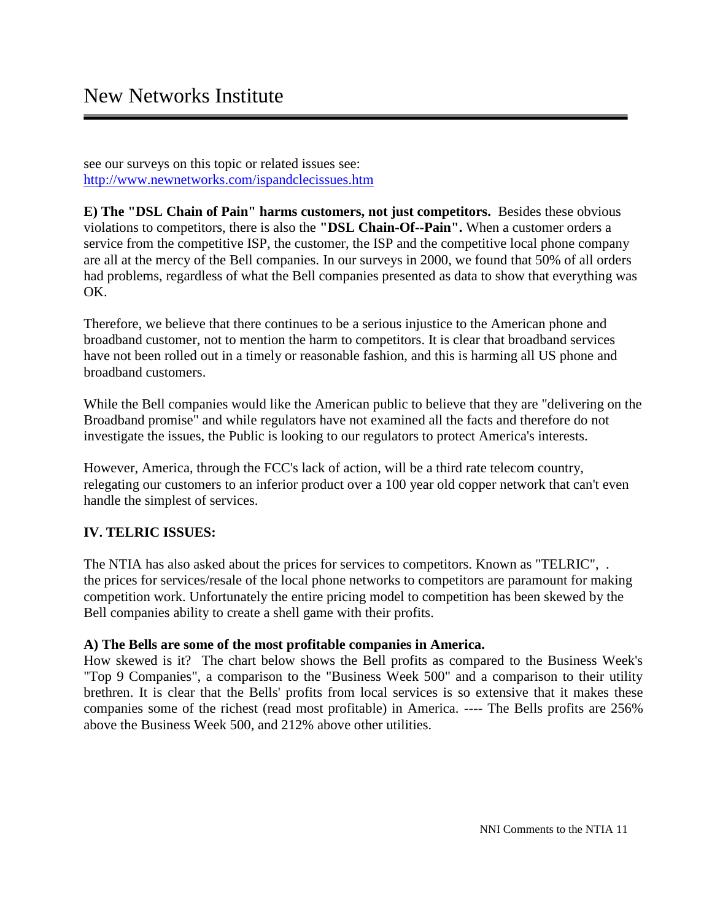see our surveys on this topic or related issues see: http://www.newnetworks.com/ispandclecissues.htm

**E) The "DSL Chain of Pain" harms customers, not just competitors.** Besides these obvious violations to competitors, there is also the **"DSL Chain-Of--Pain".** When a customer orders a service from the competitive ISP, the customer, the ISP and the competitive local phone company are all at the mercy of the Bell companies. In our surveys in 2000, we found that 50% of all orders had problems, regardless of what the Bell companies presented as data to show that everything was OK.

Therefore, we believe that there continues to be a serious injustice to the American phone and broadband customer, not to mention the harm to competitors. It is clear that broadband services have not been rolled out in a timely or reasonable fashion, and this is harming all US phone and broadband customers.

While the Bell companies would like the American public to believe that they are "delivering on the Broadband promise" and while regulators have not examined all the facts and therefore do not investigate the issues, the Public is looking to our regulators to protect America's interests.

However, America, through the FCC's lack of action, will be a third rate telecom country, relegating our customers to an inferior product over a 100 year old copper network that can't even handle the simplest of services.

## IV. TELRIC ISSUES:

The NTIA has also asked about the prices for services to competitors. Known as "TELRIC", . the prices for services/resale of the local phone networks to competitors are paramount for making competition work. Unfortunately the entire pricing model to competition has been skewed by the Bell companies ability to create a shell game with their profits.

**A) The Bells are some of the most profitable companies in America.**

How skewed is it? The chart below shows the Bell profits as compared to the Business Week's "Top 9 Companies", a comparison to the "Business Week 500" and a comparison to their utility brethren. It is clear that the Bells' profits from local services is so extensive that it makes these companies some of the richest (read most profitable) in America. ---- The Bells profits are 256% above the Business Week 500, and 212% above other utilities.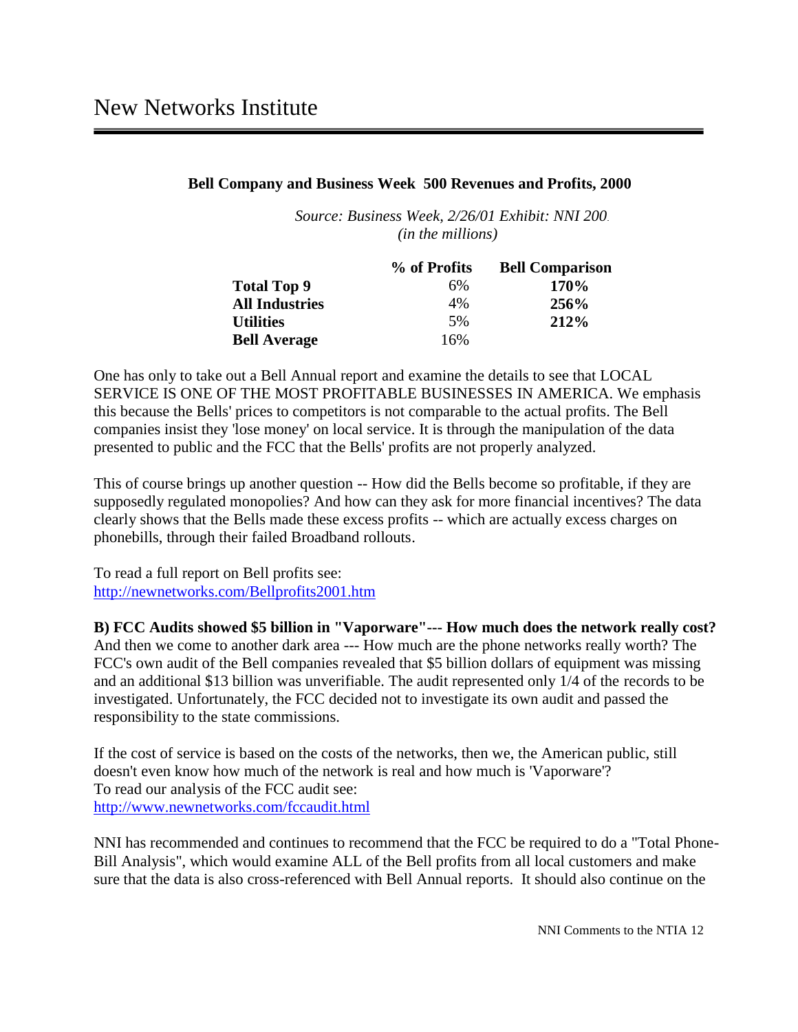**Bell Company and Business Week 500 Revenues and Profits, 2000**

*Source: Business Week, 2/26/01 Exhibit: NNI 200.*
*(in the millions)*

| | % of Profits | Bell Comparison |
|---|---|---|
| **Total Top 9** | 6% | **170%** |
| **All Industries** | 4% | **256%** |
| **Utilities** | 5% | **212%** |
| **Bell Average** | 16% | |

One has only to take out a Bell Annual report and examine the details to see that LOCAL SERVICE IS ONE OF THE MOST PROFITABLE BUSINESSES IN AMERICA. We emphasis this because the Bells' prices to competitors is not comparable to the actual profits. The Bell companies insist they 'lose money' on local service. It is through the manipulation of the data presented to public and the FCC that the Bells' profits are not properly analyzed.

This of course brings up another question -- How did the Bells become so profitable, if they are supposedly regulated monopolies? And how can they ask for more financial incentives? The data clearly shows that the Bells made these excess profits -- which are actually excess charges on phonebills, through their failed Broadband rollouts.

To read a full report on Bell profits see:
http://newnetworks.com/Bellprofits2001.htm

**B) FCC Audits showed $5 billion in "Vaporware"--- How much does the network really cost?** And then we come to another dark area --- How much are the phone networks really worth? The FCC's own audit of the Bell companies revealed that $5 billion dollars of equipment was missing and an additional $13 billion was unverifiable. The audit represented only 1/4 of the records to be investigated. Unfortunately, the FCC decided not to investigate its own audit and passed the responsibility to the state commissions.

If the cost of service is based on the costs of the networks, then we, the American public, still doesn't even know how much of the network is real and how much is 'Vaporware'?
To read our analysis of the FCC audit see:
http://www.newnetworks.com/fccaudit.html

NNI has recommended and continues to recommend that the FCC be required to do a "Total Phone-Bill Analysis", which would examine ALL of the Bell profits from all local customers and make sure that the data is also cross-referenced with Bell Annual reports. It should also continue on the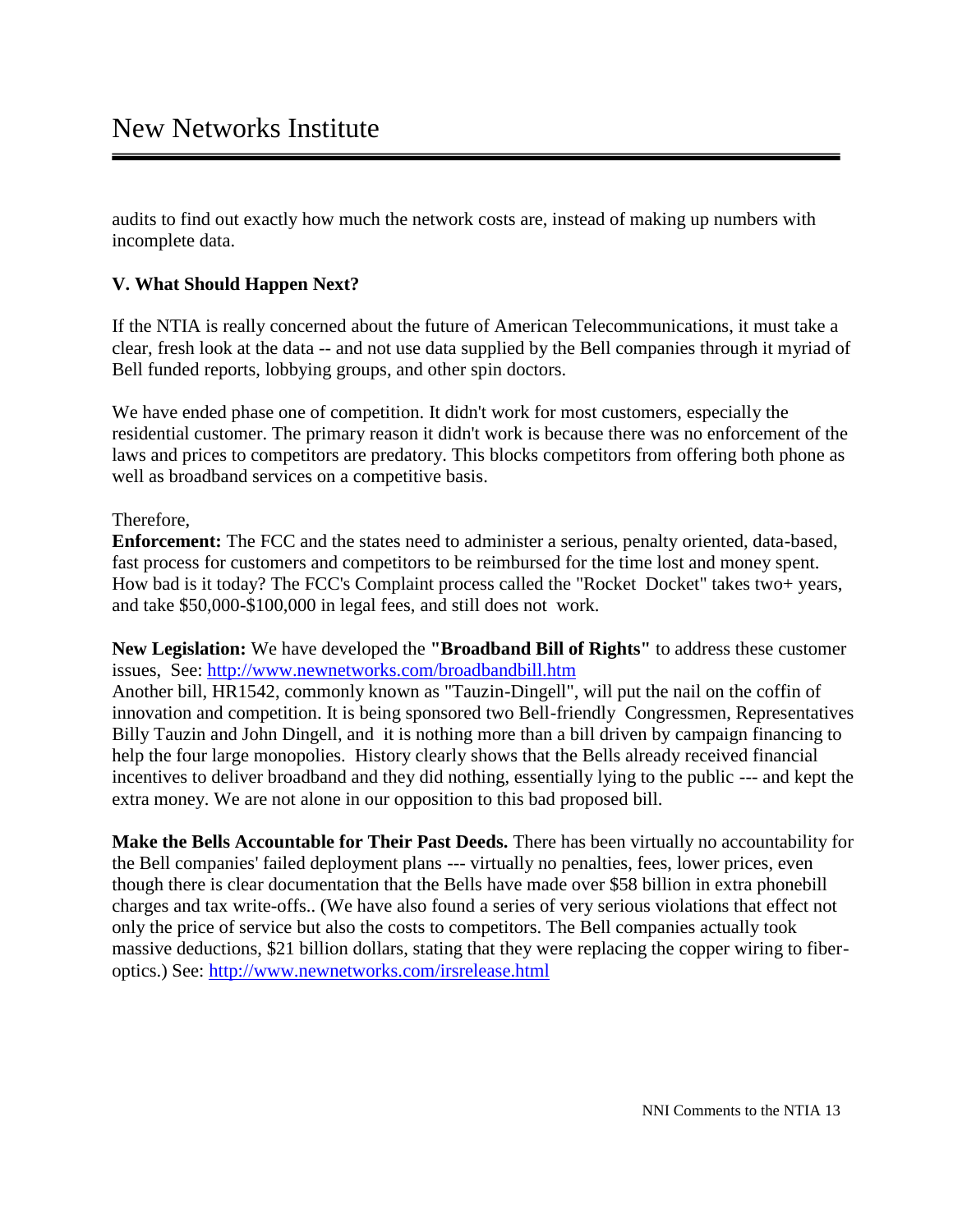audits to find out exactly how much the network costs are, instead of making up numbers with incomplete data.

### V. What Should Happen Next?

If the NTIA is really concerned about the future of American Telecommunications, it must take a clear, fresh look at the data -- and not use data supplied by the Bell companies through it myriad of Bell funded reports, lobbying groups, and other spin doctors.

We have ended phase one of competition. It didn't work for most customers, especially the residential customer. The primary reason it didn't work is because there was no enforcement of the laws and prices to competitors are predatory. This blocks competitors from offering both phone as well as broadband services on a competitive basis.

Therefore,

**Enforcement:** The FCC and the states need to administer a serious, penalty oriented, data-based, fast process for customers and competitors to be reimbursed for the time lost and money spent. How bad is it today? The FCC's Complaint process called the "Rocket Docket" takes two+ years, and take $50,000-$100,000 in legal fees, and still does not work.

**New Legislation:** We have developed the **"Broadband Bill of Rights"** to address these customer issues, See: [http://www.newnetworks.com/broadbandbill.htm](http://www.newnetworks.com/broadbandbill.htm)
Another bill, HR1542, commonly known as "Tauzin-Dingell", will put the nail on the coffin of innovation and competition. It is being sponsored two Bell-friendly Congressmen, Representatives Billy Tauzin and John Dingell, and it is nothing more than a bill driven by campaign financing to help the four large monopolies. History clearly shows that the Bells already received financial incentives to deliver broadband and they did nothing, essentially lying to the public --- and kept the extra money. We are not alone in our opposition to this bad proposed bill.

**Make the Bells Accountable for Their Past Deeds.** There has been virtually no accountability for the Bell companies' failed deployment plans --- virtually no penalties, fees, lower prices, even though there is clear documentation that the Bells have made over $58 billion in extra phonebill charges and tax write-offs.. (We have also found a series of very serious violations that effect not only the price of service but also the costs to competitors. The Bell companies actually took massive deductions, $21 billion dollars, stating that they were replacing the copper wiring to fiber-optics.) See: [http://www.newnetworks.com/irsrelease.html](http://www.newnetworks.com/irsrelease.html)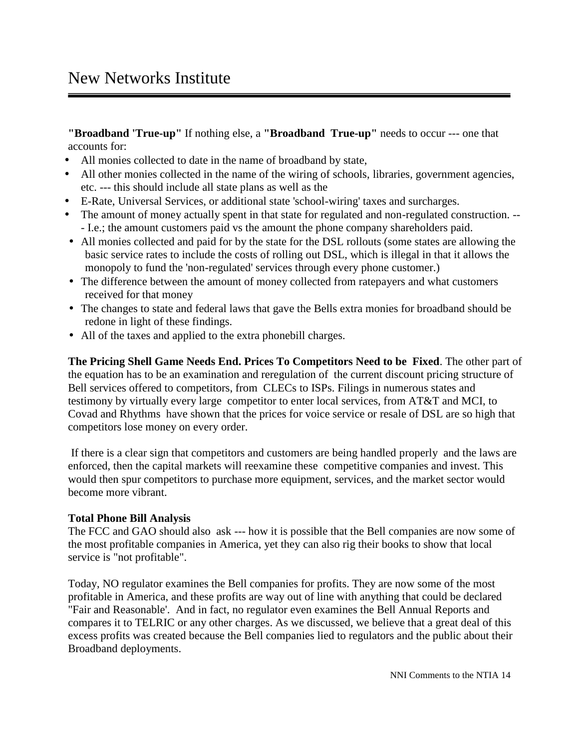**"Broadband 'True-up"** If nothing else, a **"Broadband True-up"** needs to occur --- one that accounts for:

- All monies collected to date in the name of broadband by state,
- All other monies collected in the name of the wiring of schools, libraries, government agencies, etc. --- this should include all state plans as well as the
- E-Rate, Universal Services, or additional state 'school-wiring' taxes and surcharges.
- The amount of money actually spent in that state for regulated and non-regulated construction. --- I.e.; the amount customers paid vs the amount the phone company shareholders paid.
- All monies collected and paid for by the state for the DSL rollouts (some states are allowing the basic service rates to include the costs of rolling out DSL, which is illegal in that it allows the monopoly to fund the 'non-regulated' services through every phone customer.)
- The difference between the amount of money collected from ratepayers and what customers received for that money
- The changes to state and federal laws that gave the Bells extra monies for broadband should be redone in light of these findings.
- All of the taxes and applied to the extra phonebill charges.

**The Pricing Shell Game Needs End. Prices To Competitors Need to be Fixed**. The other part of the equation has to be an examination and reregulation of the current discount pricing structure of Bell services offered to competitors, from CLECs to ISPs. Filings in numerous states and testimony by virtually every large competitor to enter local services, from AT&T and MCI, to Covad and Rhythms have shown that the prices for voice service or resale of DSL are so high that competitors lose money on every order.

If there is a clear sign that competitors and customers are being handled properly and the laws are enforced, then the capital markets will reexamine these competitive companies and invest. This would then spur competitors to purchase more equipment, services, and the market sector would become more vibrant.

**Total Phone Bill Analysis**

The FCC and GAO should also ask --- how it is possible that the Bell companies are now some of the most profitable companies in America, yet they can also rig their books to show that local service is "not profitable".

Today, NO regulator examines the Bell companies for profits. They are now some of the most profitable in America, and these profits are way out of line with anything that could be declared "Fair and Reasonable'. And in fact, no regulator even examines the Bell Annual Reports and compares it to TELRIC or any other charges. As we discussed, we believe that a great deal of this excess profits was created because the Bell companies lied to regulators and the public about their Broadband deployments.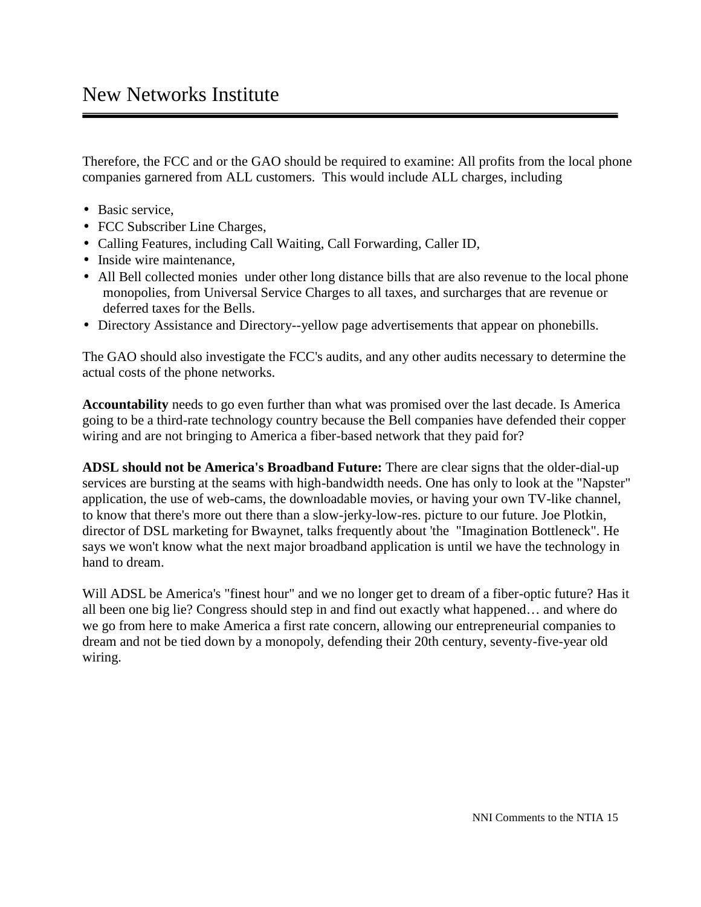Therefore, the FCC and or the GAO should be required to examine: All profits from the local phone companies garnered from ALL customers. This would include ALL charges, including

- Basic service,
- FCC Subscriber Line Charges,
- Calling Features, including Call Waiting, Call Forwarding, Caller ID,
- Inside wire maintenance,
- All Bell collected monies under other long distance bills that are also revenue to the local phone monopolies, from Universal Service Charges to all taxes, and surcharges that are revenue or deferred taxes for the Bells.
- Directory Assistance and Directory--yellow page advertisements that appear on phonebills.

The GAO should also investigate the FCC's audits, and any other audits necessary to determine the actual costs of the phone networks.

**Accountability** needs to go even further than what was promised over the last decade. Is America going to be a third-rate technology country because the Bell companies have defended their copper wiring and are not bringing to America a fiber-based network that they paid for?

**ADSL should not be America's Broadband Future:** There are clear signs that the older-dial-up services are bursting at the seams with high-bandwidth needs. One has only to look at the "Napster" application, the use of web-cams, the downloadable movies, or having your own TV-like channel, to know that there's more out there than a slow-jerky-low-res. picture to our future. Joe Plotkin, director of DSL marketing for Bwaynet, talks frequently about 'the "Imagination Bottleneck". He says we won't know what the next major broadband application is until we have the technology in hand to dream.

Will ADSL be America's "finest hour" and we no longer get to dream of a fiber-optic future? Has it all been one big lie? Congress should step in and find out exactly what happened… and where do we go from here to make America a first rate concern, allowing our entrepreneurial companies to dream and not be tied down by a monopoly, defending their 20th century, seventy-five-year old wiring.